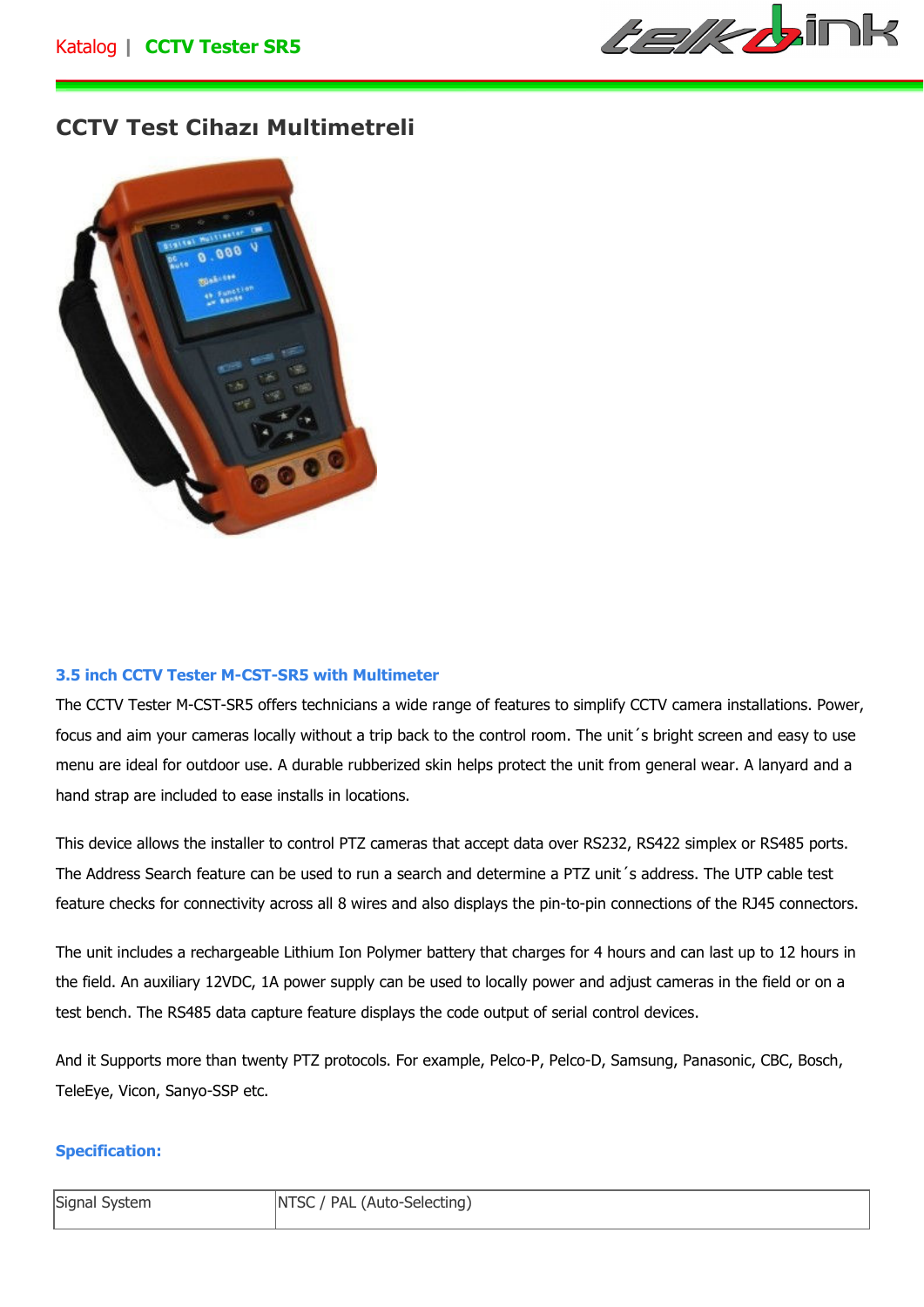# CCTV Test Cihazı Multimetreli

### 3.5 inch CCTV Tester M-CST-SR5 with Multimeter

The CCTV Tester M-CST-SR5 offers technicians a wide range of features to simplify CCTV camera installations. Power, focus and aim your cameras locally without a trip back to the control room. The unit´s bright screen and easy to use menu are ideal for outdoor use. A durable rubberized skin helps protect the unit from general wear. A lanyard and a hand strap are included to ease installs in locations.

This device allows the installer to control PTZ cameras that accept data over RS232, RS422 simplex or RS485 ports. The Address Search feature can be used to run a search and determine a PTZ unit´s address. The UTP cable test feature checks for connectivity across all 8 wires and also displays the pin-to-pin connections of the RJ45 connectors.

The unit includes a rechargeable Lithium Ion Polymer battery that charges for 4 hours and can last up to 12 hours in the field. An auxiliary 12VDC, 1A power supply can be used to locally power and adjust cameras in the field or on a test bench. The RS485 data capture feature displays the code output of serial control devices.

And it Supports more than twenty PTZ protocols. For example, Pelco-P, Pelco-D, Samsung, Panasonic, CBC, Bosch, TeleEye, Vicon, Sanyo-SSP etc.

### Specification:

| Signal System | NTSC / PAL (Auto-Selecting) |
|---|---|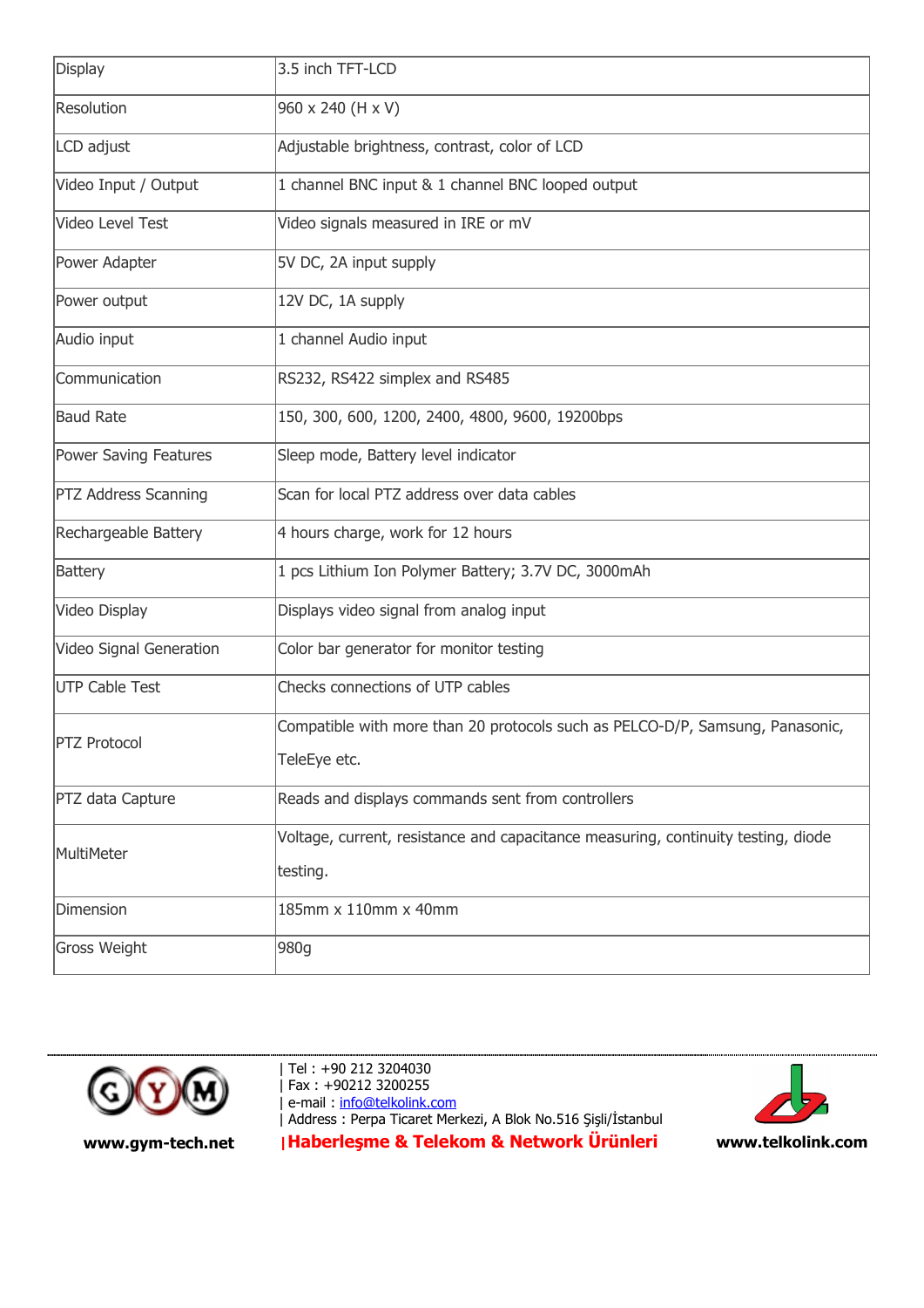| | |
|---|---|
| Display | 3.5 inch TFT-LCD |
| Resolution | 960 x 240 (H x V) |
| LCD adjust | Adjustable brightness, contrast, color of LCD |
| Video Input / Output | 1 channel BNC input & 1 channel BNC looped output |
| Video Level Test | Video signals measured in IRE or mV |
| Power Adapter | 5V DC, 2A input supply |
| Power output | 12V DC, 1A supply |
| Audio input | 1 channel Audio input |
| Communication | RS232, RS422 simplex and RS485 |
| Baud Rate | 150, 300, 600, 1200, 2400, 4800, 9600, 19200bps |
| Power Saving Features | Sleep mode, Battery level indicator |
| PTZ Address Scanning | Scan for local PTZ address over data cables |
| Rechargeable Battery | 4 hours charge, work for 12 hours |
| Battery | 1 pcs Lithium Ion Polymer Battery; 3.7V DC, 3000mAh |
| Video Display | Displays video signal from analog input |
| Video Signal Generation | Color bar generator for monitor testing |
| UTP Cable Test | Checks connections of UTP cables |
| PTZ Protocol | Compatible with more than 20 protocols such as PELCO-D/P, Samsung, Panasonic, TeleEye etc. |
| PTZ data Capture | Reads and displays commands sent from controllers |
| MultiMeter | Voltage, current, resistance and capacitance measuring, continuity testing, diode testing. |
| Dimension | 185mm x 110mm x 40mm |
| Gross Weight | 980g |

www.gym-tech.net

| Tel : +90 212 3204030
| Fax : +90212 3200255
| e-mail : info@telkolink.com
| Address : Perpa Ticaret Merkezi, A Blok No.516 Şişli/İstanbul

**| Haberleşme & Telekom & Network Ürünleri**

**www.telkolink.com**